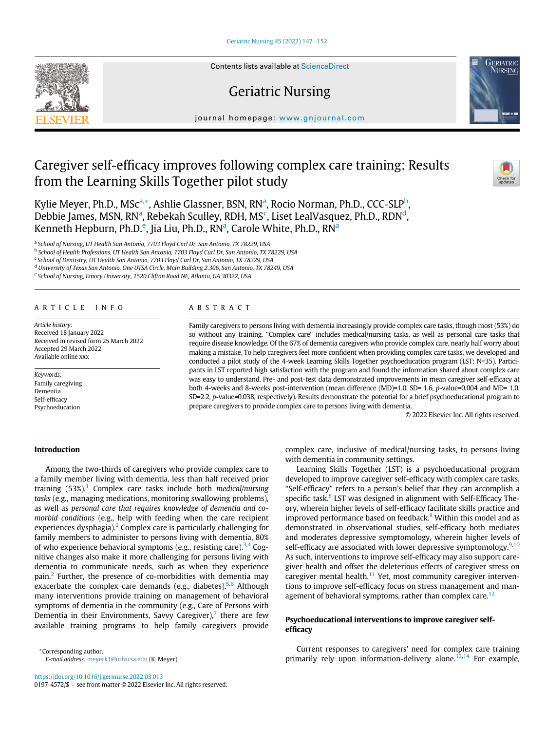# Caregiver self-efficacy improves following complex care training: Results from the Learning Skills Together pilot study

Kylie Meyer, Ph.D., MSc[a,*], Ashlie Glassner, BSN, RN[a], Rocio Norman, Ph.D., CCC-SLP[b], Debbie James, MSN, RN[a], Rebekah Sculley, RDH, MS[c], Liset LealVasquez, Ph.D., RDN[d], Kenneth Hepburn, Ph.D.[e], Jia Liu, Ph.D., RN[a], Carole White, Ph.D., RN[a]

[a] School of Nursing, UT Health San Antonio, 7703 Floyd Curl Dr, San Antonio, TX 78229, USA
[b] School of Health Professions, UT Health San Antonio, 7703 Floyd Curl Dr, San Antonio, TX 78229, USA
[c] School of Dentistry, UT Health San Antonio, 7703 Floyd Curl Dr, San Antonio, TX 78229, USA
[d] University of Texas San Antonio, One UTSA Circle, Main Building 2.306, San Antonio, TX 78249, USA
[e] School of Nursing, Emory University, 1520 Clifton Road NE, Atlanta, GA 30322, USA

## ARTICLE INFO

*Article history:*
Received 18 January 2022
Received in revised form 25 March 2022
Accepted 29 March 2022
Available online xxx

*Keywords:*
Family caregiving
Dementia
Self-efficacy
Psychoeducation

## ABSTRACT

Family caregivers to persons living with dementia increasingly provide complex care tasks, though most (53%) do so without any training. “Complex care” includes medical/nursing tasks, as well as personal care tasks that require disease knowledge. Of the 67% of dementia caregivers who provide complex care, nearly half worry about making a mistake. To help caregivers feel more confident when providing complex care tasks, we developed and conducted a pilot study of the 4-week Learning Skills Together psychoeducation program (LST; N=35). Participants in LST reported high satisfaction with the program and found the information shared about complex care was easy to understand. Pre- and post-test data demonstrated improvements in mean caregiver self-efficacy at both 4-weeks and 8-weeks post-intervention (mean difference (MD)=1.0, SD= 1.6, *p*-value=0.004 and MD= 1.0, SD=2.2, *p*-value=0.038, respectively). Results demonstrate the potential for a brief psychoeducational program to prepare caregivers to provide complex care to persons living with dementia.

© 2022 Elsevier Inc. All rights reserved.

## Introduction

Among the two-thirds of caregivers who provide complex care to a family member living with dementia, less than half received prior training (53%).[1] Complex care tasks include both *medical/nursing tasks* (e.g., managing medications, monitoring swallowing problems), as well as *personal care that requires knowledge of dementia and co-morbid conditions* (e.g., help with feeding when the care recipient experiences dysphagia).[2] Complex care is particularly challenging for family members to administer to persons living with dementia, 80% of who experience behavioral symptoms (e.g., resisting care).[3,4] Cognitive changes also make it more challenging for persons living with dementia to communicate needs, such as when they experience pain.[2] Further, the presence of co-morbidities with dementia may exacerbate the complex care demands (e.g., diabetes).[5,6] Although many interventions provide training on management of behavioral symptoms of dementia in the community (e.g., Care of Persons with Dementia in their Environments, Savvy Caregiver),[7] there are few available training programs to help family caregivers provide complex care, inclusive of medical/nursing tasks, to persons living with dementia in community settings.

Learning Skills Together (LST) is a psychoeducational program developed to improve caregiver self-efficacy with complex care tasks. “Self-efficacy” refers to a person’s belief that they can accomplish a specific task.[8] LST was designed in alignment with Self-Efficacy Theory, wherein higher levels of self-efficacy facilitate skills practice and improved performance based on feedback.[8] Within this model and as demonstrated in observational studies, self-efficacy both mediates and moderates depressive symptomology, wherein higher levels of self-efficacy are associated with lower depressive symptomology.[9,10] As such, interventions to improve self-efficacy may also support caregiver health and offset the deleterious effects of caregiver stress on caregiver mental health.[11] Yet, most community caregiver interventions to improve self-efficacy focus on stress management and management of behavioral symptoms, rather than complex care.[12]

### Psychoeducational interventions to improve caregiver self-efficacy

Current responses to caregivers’ need for complex care training primarily rely upon information-delivery alone.[13,14] For example,

*Corresponding author.
*E-mail address:* meyerk1@uthscsa.edu (K. Meyer).

https://doi.org/10.1016/j.gerinurse.2022.03.013
0197-4572/$ – see front matter © 2022 Elsevier Inc. All rights reserved.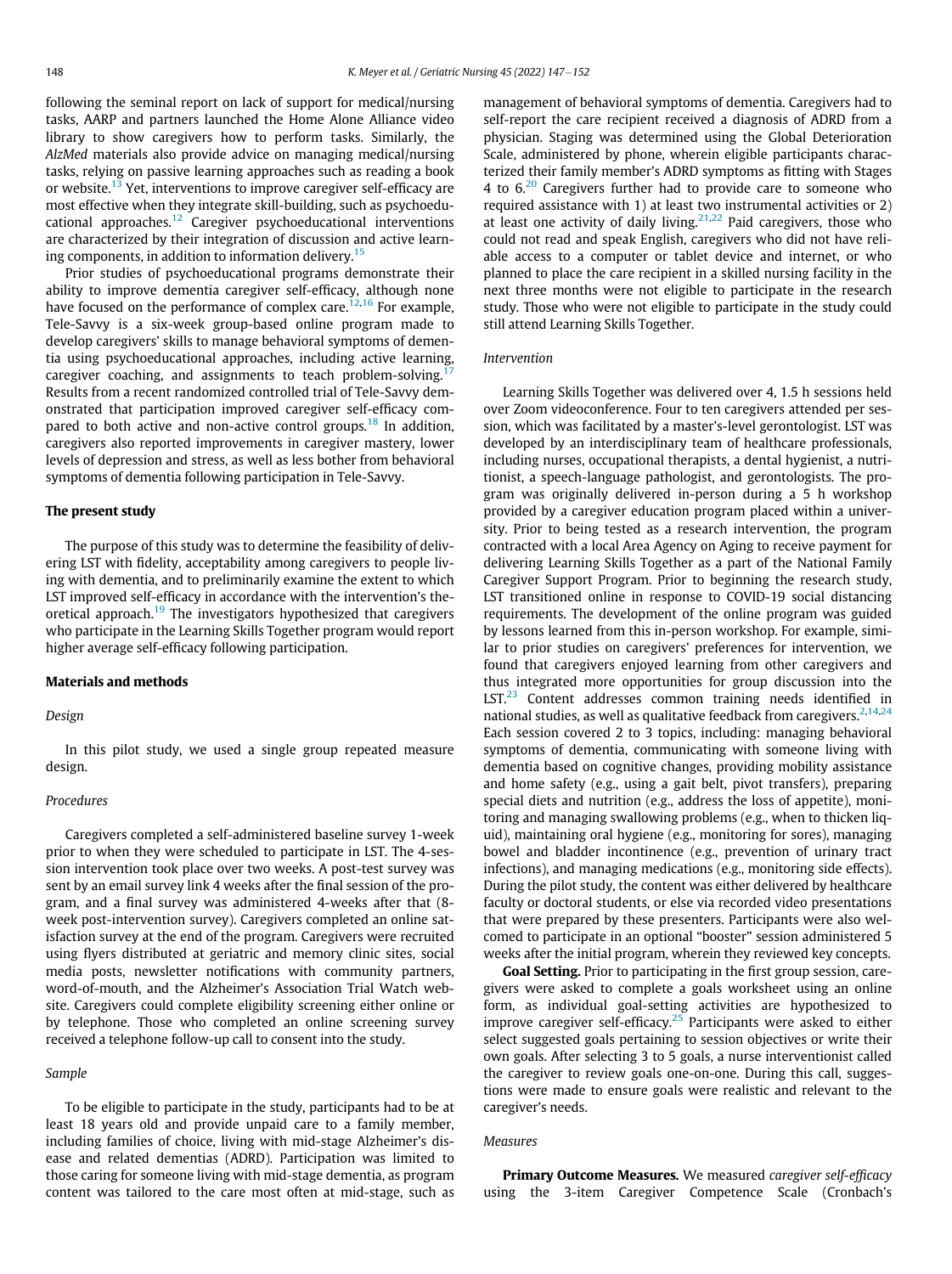following the seminal report on lack of support for medical/nursing tasks, AARP and partners launched the Home Alone Alliance video library to show caregivers how to perform tasks. Similarly, the *AlzMed* materials also provide advice on managing medical/nursing tasks, relying on passive learning approaches such as reading a book or website.[13] Yet, interventions to improve caregiver self-efficacy are most effective when they integrate skill-building, such as psychoeducational approaches.[12] Caregiver psychoeducational interventions are characterized by their integration of discussion and active learning components, in addition to information delivery.[15]

Prior studies of psychoeducational programs demonstrate their ability to improve dementia caregiver self-efficacy, although none have focused on the performance of complex care.[12,16] For example, Tele-Savvy is a six-week group-based online program made to develop caregivers' skills to manage behavioral symptoms of dementia using psychoeducational approaches, including active learning, caregiver coaching, and assignments to teach problem-solving.[17] Results from a recent randomized controlled trial of Tele-Savvy demonstrated that participation improved caregiver self-efficacy compared to both active and non-active control groups.[18] In addition, caregivers also reported improvements in caregiver mastery, lower levels of depression and stress, as well as less bother from behavioral symptoms of dementia following participation in Tele-Savvy.

## The present study

The purpose of this study was to determine the feasibility of delivering LST with fidelity, acceptability among caregivers to people living with dementia, and to preliminarily examine the extent to which LST improved self-efficacy in accordance with the intervention's theoretical approach.[19] The investigators hypothesized that caregivers who participate in the Learning Skills Together program would report higher average self-efficacy following participation.

## Materials and methods

### Design

In this pilot study, we used a single group repeated measure design.

### Procedures

Caregivers completed a self-administered baseline survey 1-week prior to when they were scheduled to participate in LST. The 4-session intervention took place over two weeks. A post-test survey was sent by an email survey link 4 weeks after the final session of the program, and a final survey was administered 4-weeks after that (8-week post-intervention survey). Caregivers completed an online satisfaction survey at the end of the program. Caregivers were recruited using flyers distributed at geriatric and memory clinic sites, social media posts, newsletter notifications with community partners, word-of-mouth, and the Alzheimer's Association Trial Watch website. Caregivers could complete eligibility screening either online or by telephone. Those who completed an online screening survey received a telephone follow-up call to consent into the study.

### Sample

To be eligible to participate in the study, participants had to be at least 18 years old and provide unpaid care to a family member, including families of choice, living with mid-stage Alzheimer's disease and related dementias (ADRD). Participation was limited to those caring for someone living with mid-stage dementia, as program content was tailored to the care most often at mid-stage, such as management of behavioral symptoms of dementia. Caregivers had to self-report the care recipient received a diagnosis of ADRD from a physician. Staging was determined using the Global Deterioration Scale, administered by phone, wherein eligible participants characterized their family member's ADRD symptoms as fitting with Stages 4 to 6.[20] Caregivers further had to provide care to someone who required assistance with 1) at least two instrumental activities or 2) at least one activity of daily living.[21,22] Paid caregivers, those who could not read and speak English, caregivers who did not have reliable access to a computer or tablet device and internet, or who planned to place the care recipient in a skilled nursing facility in the next three months were not eligible to participate in the research study. Those who were not eligible to participate in the study could still attend Learning Skills Together.

### Intervention

Learning Skills Together was delivered over 4, 1.5 h sessions held over Zoom videoconference. Four to ten caregivers attended per session, which was facilitated by a master's-level gerontologist. LST was developed by an interdisciplinary team of healthcare professionals, including nurses, occupational therapists, a dental hygienist, a nutritionist, a speech-language pathologist, and gerontologists. The program was originally delivered in-person during a 5 h workshop provided by a caregiver education program placed within a university. Prior to being tested as a research intervention, the program contracted with a local Area Agency on Aging to receive payment for delivering Learning Skills Together as a part of the National Family Caregiver Support Program. Prior to beginning the research study, LST transitioned online in response to COVID-19 social distancing requirements. The development of the online program was guided by lessons learned from this in-person workshop. For example, similar to prior studies on caregivers' preferences for intervention, we found that caregivers enjoyed learning from other caregivers and thus integrated more opportunities for group discussion into the LST.[23] Content addresses common training needs identified in national studies, as well as qualitative feedback from caregivers.[2,14,24] Each session covered 2 to 3 topics, including: managing behavioral symptoms of dementia, communicating with someone living with dementia based on cognitive changes, providing mobility assistance and home safety (e.g., using a gait belt, pivot transfers), preparing special diets and nutrition (e.g., address the loss of appetite), monitoring and managing swallowing problems (e.g., when to thicken liquid), maintaining oral hygiene (e.g., monitoring for sores), managing bowel and bladder incontinence (e.g., prevention of urinary tract infections), and managing medications (e.g., monitoring side effects). During the pilot study, the content was either delivered by healthcare faculty or doctoral students, or else via recorded video presentations that were prepared by these presenters. Participants were also welcomed to participate in an optional "booster" session administered 5 weeks after the initial program, wherein they reviewed key concepts.

**Goal Setting.** Prior to participating in the first group session, caregivers were asked to complete a goals worksheet using an online form, as individual goal-setting activities are hypothesized to improve caregiver self-efficacy.[25] Participants were asked to either select suggested goals pertaining to session objectives or write their own goals. After selecting 3 to 5 goals, a nurse interventionist called the caregiver to review goals one-on-one. During this call, suggestions were made to ensure goals were realistic and relevant to the caregiver's needs.

### Measures

**Primary Outcome Measures.** We measured *caregiver self-efficacy* using the 3-item Caregiver Competence Scale (Cronbach's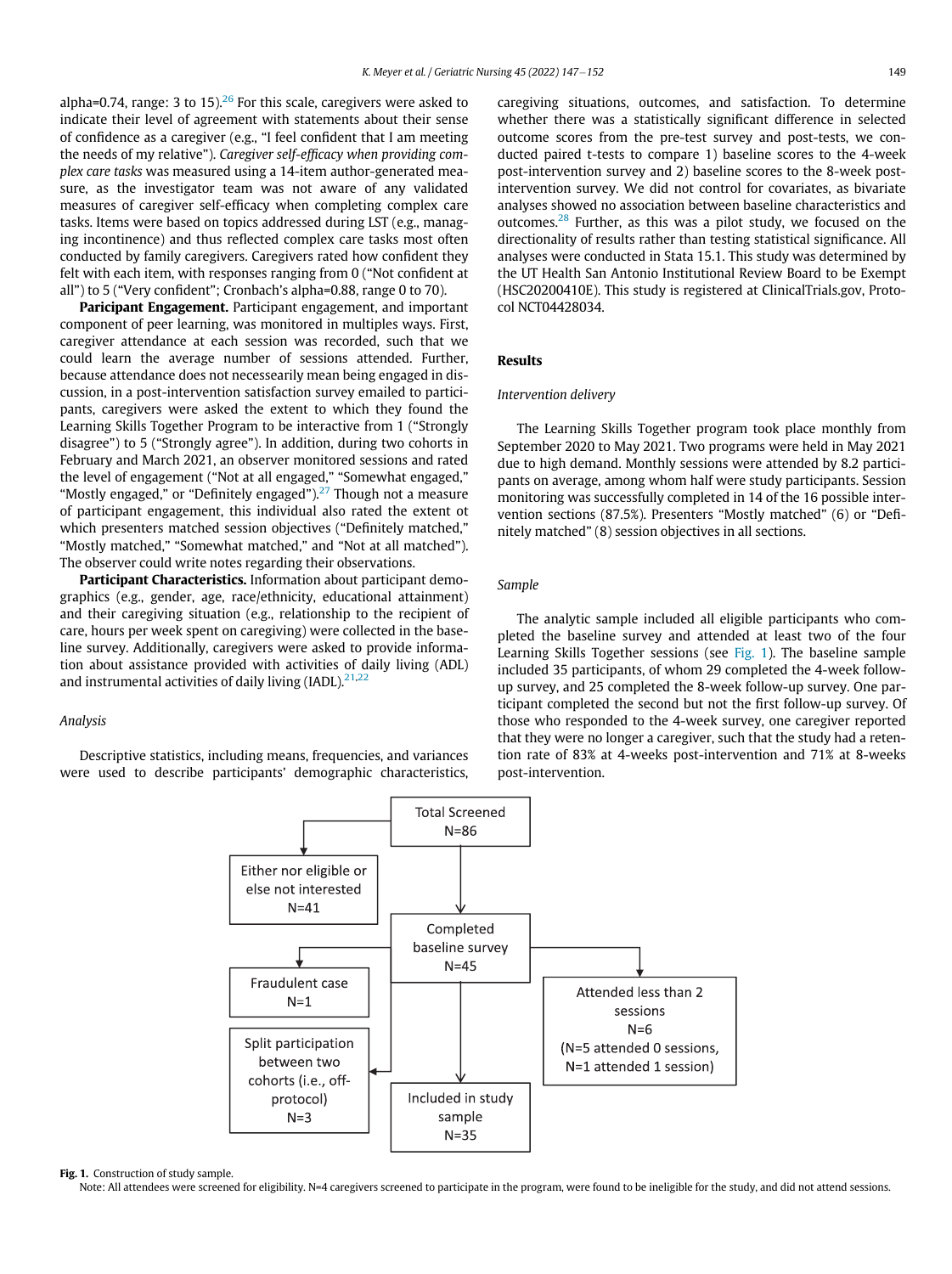alpha=0.74, range: 3 to 15).[26] For this scale, caregivers were asked to indicate their level of agreement with statements about their sense of confidence as a caregiver (e.g., "I feel confident that I am meeting the needs of my relative"). *Caregiver self-efficacy when providing complex care tasks* was measured using a 14-item author-generated measure, as the investigator team was not aware of any validated measures of caregiver self-efficacy when completing complex care tasks. Items were based on topics addressed during LST (e.g., managing incontinence) and thus reflected complex care tasks most often conducted by family caregivers. Caregivers rated how confident they felt with each item, with responses ranging from 0 ("Not confident at all") to 5 ("Very confident"; Cronbach's alpha=0.88, range 0 to 70).

**Paricipant Engagement.** Participant engagement, and important component of peer learning, was monitored in multiples ways. First, caregiver attendance at each session was recorded, such that we could learn the average number of sessions attended. Further, because attendance does not necessearily mean being engaged in discussion, in a post-intervention satisfaction survey emailed to participants, caregivers were asked the extent to which they found the Learning Skills Together Program to be interactive from 1 ("Strongly disagree") to 5 ("Strongly agree"). In addition, during two cohorts in February and March 2021, an observer monitored sessions and rated the level of engagement ("Not at all engaged," "Somewhat engaged," "Mostly engaged," or "Definitely engaged").[27] Though not a measure of participant engagement, this individual also rated the extent ot which presenters matched session objectives ("Definitely matched," "Mostly matched," "Somewhat matched," and "Not at all matched"). The observer could write notes regarding their observations.

**Participant Characteristics.** Information about participant demographics (e.g., gender, age, race/ethnicity, educational attainment) and their caregiving situation (e.g., relationship to the recipient of care, hours per week spent on caregiving) were collected in the baseline survey. Additionally, caregivers were asked to provide information about assistance provided with activities of daily living (ADL) and instrumental activities of daily living (IADL).[21,22]

### Analysis

Descriptive statistics, including means, frequencies, and variances were used to describe participants' demographic characteristics, caregiving situations, outcomes, and satisfaction. To determine whether there was a statistically significant difference in selected outcome scores from the pre-test survey and post-tests, we conducted paired t-tests to compare 1) baseline scores to the 4-week post-intervention survey and 2) baseline scores to the 8-week post-intervention survey. We did not control for covariates, as bivariate analyses showed no association between baseline characteristics and outcomes.[28] Further, as this was a pilot study, we focused on the directionality of results rather than testing statistical significance. All analyses were conducted in Stata 15.1. This study was determined by the UT Health San Antonio Institutional Review Board to be Exempt (HSC20200410E). This study is registered at ClinicalTrials.gov, Protocol NCT04428034.

## Results

### Intervention delivery

The Learning Skills Together program took place monthly from September 2020 to May 2021. Two programs were held in May 2021 due to high demand. Monthly sessions were attended by 8.2 participants on average, among whom half were study participants. Session monitoring was successfully completed in 14 of the 16 possible intervention sections (87.5%). Presenters "Mostly matched" (6) or "Definitely matched" (8) session objectives in all sections.

### Sample

The analytic sample included all eligible participants who completed the baseline survey and attended at least two of the four Learning Skills Together sessions (see Fig. 1). The baseline sample included 35 participants, of whom 29 completed the 4-week follow-up survey, and 25 completed the 8-week follow-up survey. One participant completed the second but not the first follow-up survey. Of those who responded to the 4-week survey, one caregiver reported that they were no longer a caregiver, such that the study had a retention rate of 83% at 4-weeks post-intervention and 71% at 8-weeks post-intervention.

Total Screened N=86 → Either nor eligible or else not interested N=41
Completed baseline survey N=45 → Fraudulent case N=1; Split participation between two cohorts (i.e., off-protocol) N=3; Attended less than 2 sessions N=6 (N=5 attended 0 sessions, N=1 attended 1 session)
Included in study sample N=35

**Fig. 1.** Construction of study sample.
Note: All attendees were screened for eligibility. N=4 caregivers screened to participate in the program, were found to be ineligible for the study, and did not attend sessions.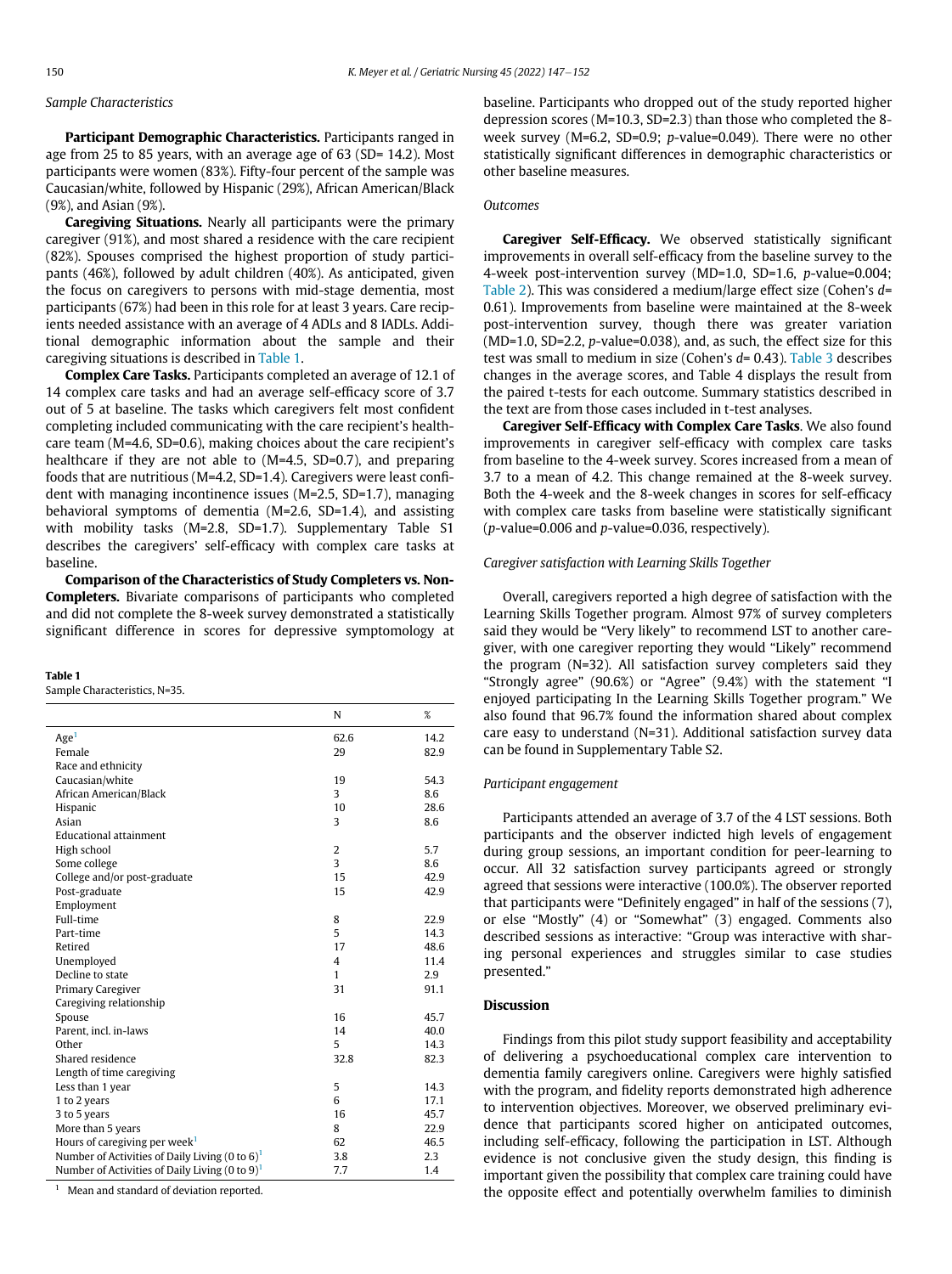*Sample Characteristics*

**Participant Demographic Characteristics.** Participants ranged in age from 25 to 85 years, with an average age of 63 (SD= 14.2). Most participants were women (83%). Fifty-four percent of the sample was Caucasian/white, followed by Hispanic (29%), African American/Black (9%), and Asian (9%).

**Caregiving Situations.** Nearly all participants were the primary caregiver (91%), and most shared a residence with the care recipient (82%). Spouses comprised the highest proportion of study participants (46%), followed by adult children (40%). As anticipated, given the focus on caregivers to persons with mid-stage dementia, most participants (67%) had been in this role for at least 3 years. Care recipients needed assistance with an average of 4 ADLs and 8 IADLs. Additional demographic information about the sample and their caregiving situations is described in Table 1.

**Complex Care Tasks.** Participants completed an average of 12.1 of 14 complex care tasks and had an average self-efficacy score of 3.7 out of 5 at baseline. The tasks which caregivers felt most confident completing included communicating with the care recipient's healthcare team (M=4.6, SD=0.6), making choices about the care recipient's healthcare if they are not able to (M=4.5, SD=0.7), and preparing foods that are nutritious (M=4.2, SD=1.4). Caregivers were least confident with managing incontinence issues (M=2.5, SD=1.7), managing behavioral symptoms of dementia (M=2.6, SD=1.4), and assisting with mobility tasks (M=2.8, SD=1.7). Supplementary Table S1 describes the caregivers' self-efficacy with complex care tasks at baseline.

**Comparison of the Characteristics of Study Completers vs. Non-Completers.** Bivariate comparisons of participants who completed and did not complete the 8-week survey demonstrated a statistically significant difference in scores for depressive symptomology at baseline. Participants who dropped out of the study reported higher depression scores (M=10.3, SD=2.3) than those who completed the 8-week survey (M=6.2, SD=0.9; *p*-value=0.049). There were no other statistically significant differences in demographic characteristics or other baseline measures.

**Table 1**
Sample Characteristics, N=35.

| | N | % |
|---|---|---|
| Age[1] | 62.6 | 14.2 |
| Female | 29 | 82.9 |
| Race and ethnicity | | |
| Caucasian/white | 19 | 54.3 |
| African American/Black | 3 | 8.6 |
| Hispanic | 10 | 28.6 |
| Asian | 3 | 8.6 |
| Educational attainment | | |
| High school | 2 | 5.7 |
| Some college | 3 | 8.6 |
| College and/or post-graduate | 15 | 42.9 |
| Post-graduate | 15 | 42.9 |
| Employment | | |
| Full-time | 8 | 22.9 |
| Part-time | 5 | 14.3 |
| Retired | 17 | 48.6 |
| Unemployed | 4 | 11.4 |
| Decline to state | 1 | 2.9 |
| Primary Caregiver | 31 | 91.1 |
| Caregiving relationship | | |
| Spouse | 16 | 45.7 |
| Parent, incl. in-laws | 14 | 40.0 |
| Other | 5 | 14.3 |
| Shared residence | 32.8 | 82.3 |
| Length of time caregiving | | |
| Less than 1 year | 5 | 14.3 |
| 1 to 2 years | 6 | 17.1 |
| 3 to 5 years | 16 | 45.7 |
| More than 5 years | 8 | 22.9 |
| Hours of caregiving per week[1] | 62 | 46.5 |
| Number of Activities of Daily Living (0 to 6)[1] | 3.8 | 2.3 |
| Number of Activities of Daily Living (0 to 9)[1] | 7.7 | 1.4 |

[1] Mean and standard of deviation reported.

*Outcomes*

**Caregiver Self-Efficacy.** We observed statistically significant improvements in overall self-efficacy from the baseline survey to the 4-week post-intervention survey (MD=1.0, SD=1.6, *p*-value=0.004; Table 2). This was considered a medium/large effect size (Cohen's *d*= 0.61). Improvements from baseline were maintained at the 8-week post-intervention survey, though there was greater variation (MD=1.0, SD=2.2, *p*-value=0.038), and, as such, the effect size for this test was small to medium in size (Cohen's *d*= 0.43). Table 3 describes changes in the average scores, and Table 4 displays the result from the paired t-tests for each outcome. Summary statistics described in the text are from those cases included in t-test analyses.

**Caregiver Self-Efficacy with Complex Care Tasks**. We also found improvements in caregiver self-efficacy with complex care tasks from baseline to the 4-week survey. Scores increased from a mean of 3.7 to a mean of 4.2. This change remained at the 8-week survey. Both the 4-week and the 8-week changes in scores for self-efficacy with complex care tasks from baseline were statistically significant (*p*-value=0.006 and *p*-value=0.036, respectively).

*Caregiver satisfaction with Learning Skills Together*

Overall, caregivers reported a high degree of satisfaction with the Learning Skills Together program. Almost 97% of survey completers said they would be "Very likely" to recommend LST to another caregiver, with one caregiver reporting they would "Likely" recommend the program (N=32). All satisfaction survey completers said they "Strongly agree" (90.6%) or "Agree" (9.4%) with the statement "I enjoyed participating In the Learning Skills Together program." We also found that 96.7% found the information shared about complex care easy to understand (N=31). Additional satisfaction survey data can be found in Supplementary Table S2.

*Participant engagement*

Participants attended an average of 3.7 of the 4 LST sessions. Both participants and the observer indicted high levels of engagement during group sessions, an important condition for peer-learning to occur. All 32 satisfaction survey participants agreed or strongly agreed that sessions were interactive (100.0%). The observer reported that participants were "Definitely engaged" in half of the sessions (7), or else "Mostly" (4) or "Somewhat" (3) engaged. Comments also described sessions as interactive: "Group was interactive with sharing personal experiences and struggles similar to case studies presented."

## Discussion

Findings from this pilot study support feasibility and acceptability of delivering a psychoeducational complex care intervention to dementia family caregivers online. Caregivers were highly satisfied with the program, and fidelity reports demonstrated high adherence to intervention objectives. Moreover, we observed preliminary evidence that participants scored higher on anticipated outcomes, including self-efficacy, following the participation in LST. Although evidence is not conclusive given the study design, this finding is important given the possibility that complex care training could have the opposite effect and potentially overwhelm families to diminish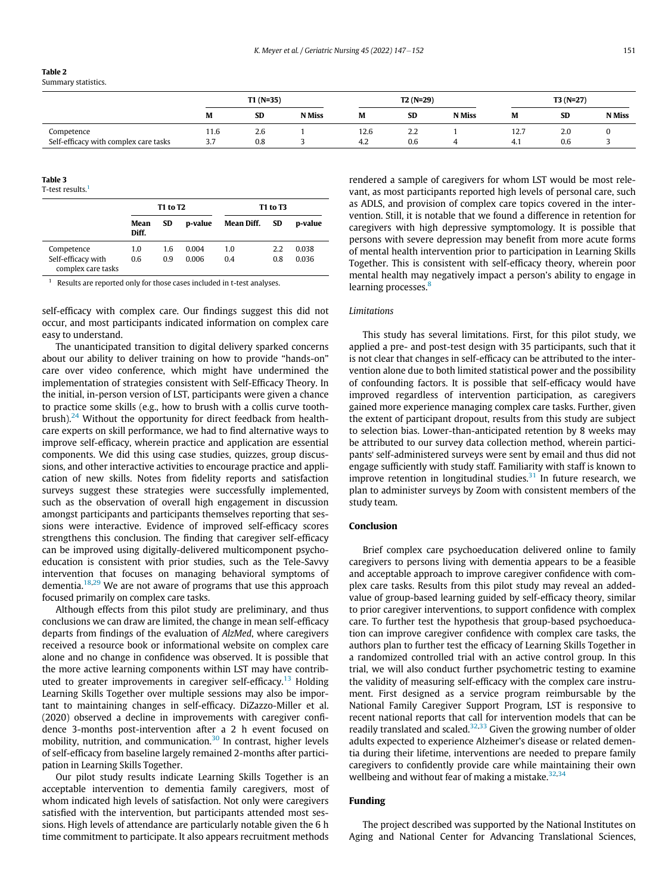**Table 2**
Summary statistics.

| | T1 (N=35) | | | T2 (N=29) | | | T3 (N=27) | | |
|---|---|---|---|---|---|---|---|---|---|
| | M | SD | N Miss | M | SD | N Miss | M | SD | N Miss |
| Competence | 11.6 | 2.6 | 1 | 12.6 | 2.2 | 1 | 12.7 | 2.0 | 0 |
| Self-efficacy with complex care tasks | 3.7 | 0.8 | 3 | 4.2 | 0.6 | 4 | 4.1 | 0.6 | 3 |

**Table 3**
T-test results.[1]

| | T1 to T2 | | | T1 to T3 | | |
|---|---|---|---|---|---|---|
| | Mean Diff. | SD | p-value | Mean Diff. | SD | p-value |
| Competence | 1.0 | 1.6 | 0.004 | 1.0 | 2.2 | 0.038 |
| Self-efficacy with complex care tasks | 0.6 | 0.9 | 0.006 | 0.4 | 0.8 | 0.036 |

[1] Results are reported only for those cases included in t-test analyses.

self-efficacy with complex care. Our findings suggest this did not occur, and most participants indicated information on complex care easy to understand.

The unanticipated transition to digital delivery sparked concerns about our ability to deliver training on how to provide "hands-on" care over video conference, which might have undermined the implementation of strategies consistent with Self-Efficacy Theory. In the initial, in-person version of LST, participants were given a chance to practice some skills (e.g., how to brush with a collis curve toothbrush).[24] Without the opportunity for direct feedback from healthcare experts on skill performance, we had to find alternative ways to improve self-efficacy, wherein practice and application are essential components. We did this using case studies, quizzes, group discussions, and other interactive activities to encourage practice and application of new skills. Notes from fidelity reports and satisfaction surveys suggest these strategies were successfully implemented, such as the observation of overall high engagement in discussion amongst participants and participants themselves reporting that sessions were interactive. Evidence of improved self-efficacy scores strengthens this conclusion. The finding that caregiver self-efficacy can be improved using digitally-delivered multicomponent psychoeducation is consistent with prior studies, such as the Tele-Savvy intervention that focuses on managing behavioral symptoms of dementia.[18,29] We are not aware of programs that use this approach focused primarily on complex care tasks.

Although effects from this pilot study are preliminary, and thus conclusions we can draw are limited, the change in mean self-efficacy departs from findings of the evaluation of *AlzMed*, where caregivers received a resource book or informational website on complex care alone and no change in confidence was observed. It is possible that the more active learning components within LST may have contributed to greater improvements in caregiver self-efficacy.[13] Holding Learning Skills Together over multiple sessions may also be important to maintaining changes in self-efficacy. DiZazzo-Miller et al. (2020) observed a decline in improvements with caregiver confidence 3-months post-intervention after a 2 h event focused on mobility, nutrition, and communication.[30] In contrast, higher levels of self-efficacy from baseline largely remained 2-months after participation in Learning Skills Together.

Our pilot study results indicate Learning Skills Together is an acceptable intervention to dementia family caregivers, most of whom indicated high levels of satisfaction. Not only were caregivers satisfied with the intervention, but participants attended most sessions. High levels of attendance are particularly notable given the 6 h time commitment to participate. It also appears recruitment methods rendered a sample of caregivers for whom LST would be most relevant, as most participants reported high levels of personal care, such as ADLS, and provision of complex care topics covered in the intervention. Still, it is notable that we found a difference in retention for caregivers with high depressive symptomology. It is possible that persons with severe depression may benefit from more acute forms of mental health intervention prior to participation in Learning Skills Together. This is consistent with self-efficacy theory, wherein poor mental health may negatively impact a person's ability to engage in learning processes.[8]

### *Limitations*

This study has several limitations. First, for this pilot study, we applied a pre- and post-test design with 35 participants, such that it is not clear that changes in self-efficacy can be attributed to the intervention alone due to both limited statistical power and the possibility of confounding factors. It is possible that self-efficacy would have improved regardless of intervention participation, as caregivers gained more experience managing complex care tasks. Further, given the extent of participant dropout, results from this study are subject to selection bias. Lower-than-anticipated retention by 8 weeks may be attributed to our survey data collection method, wherein participants' self-administered surveys were sent by email and thus did not engage sufficiently with study staff. Familiarity with staff is known to improve retention in longitudinal studies.[31] In future research, we plan to administer surveys by Zoom with consistent members of the study team.

## Conclusion

Brief complex care psychoeducation delivered online to family caregivers to persons living with dementia appears to be a feasible and acceptable approach to improve caregiver confidence with complex care tasks. Results from this pilot study may reveal an added-value of group-based learning guided by self-efficacy theory, similar to prior caregiver interventions, to support confidence with complex care. To further test the hypothesis that group-based psychoeducation can improve caregiver confidence with complex care tasks, the authors plan to further test the efficacy of Learning Skills Together in a randomized controlled trial with an active control group. In this trial, we will also conduct further psychometric testing to examine the validity of measuring self-efficacy with the complex care instrument. First designed as a service program reimbursable by the National Family Caregiver Support Program, LST is responsive to recent national reports that call for intervention models that can be readily translated and scaled.[32,33] Given the growing number of older adults expected to experience Alzheimer's disease or related dementia during their lifetime, interventions are needed to prepare family caregivers to confidently provide care while maintaining their own wellbeing and without fear of making a mistake.[32,34]

## Funding

The project described was supported by the National Institutes on Aging and National Center for Advancing Translational Sciences,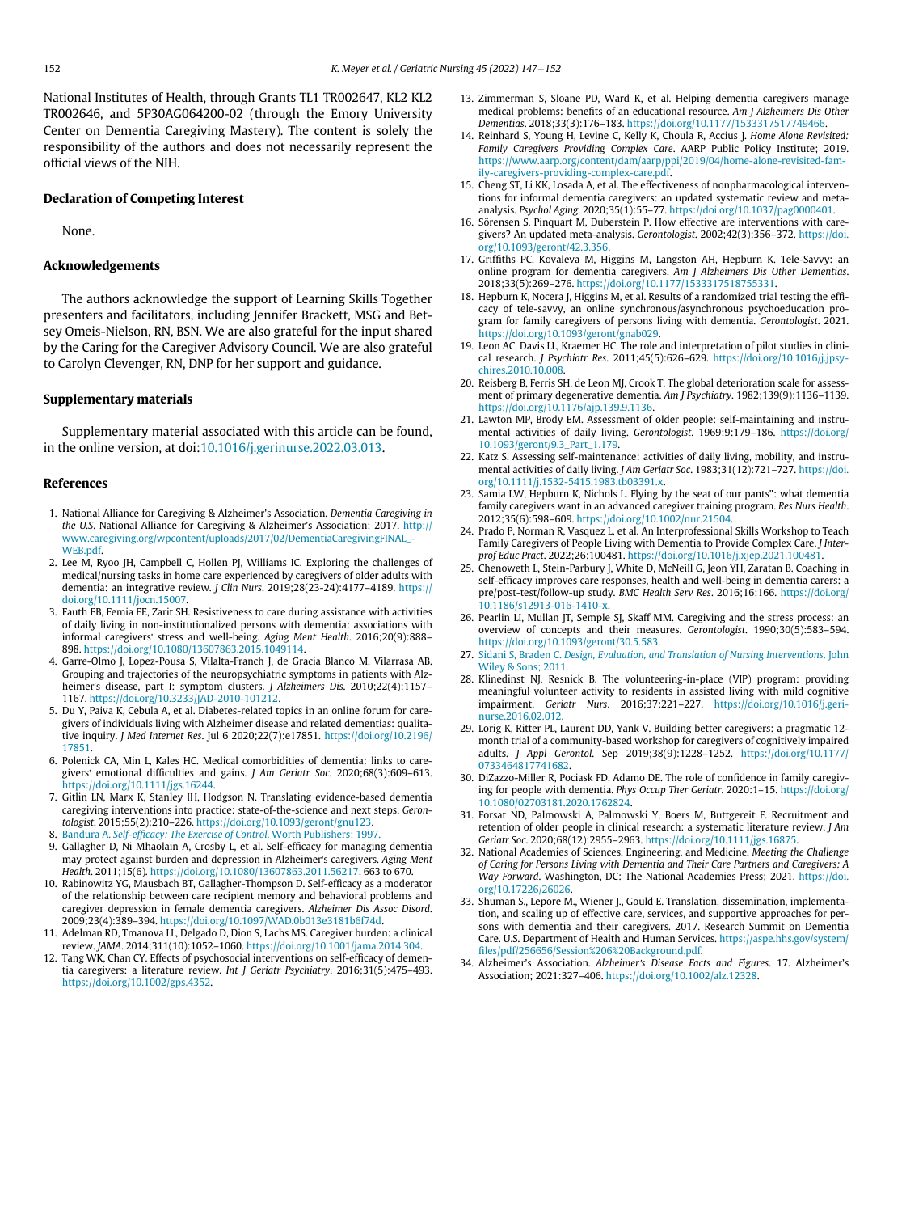National Institutes of Health, through Grants TL1 TR002647, KL2 KL2 TR002646, and 5P30AG064200-02 (through the Emory University Center on Dementia Caregiving Mastery). The content is solely the responsibility of the authors and does not necessarily represent the official views of the NIH.

## Declaration of Competing Interest

None.

## Acknowledgements

The authors acknowledge the support of Learning Skills Together presenters and facilitators, including Jennifer Brackett, MSG and Betsey Omeis-Nielson, RN, BSN. We are also grateful for the input shared by the Caring for the Caregiver Advisory Council. We are also grateful to Carolyn Clevenger, RN, DNP for her support and guidance.

## Supplementary materials

Supplementary material associated with this article can be found, in the online version, at doi:10.1016/j.gerinurse.2022.03.013.

## References

1. National Alliance for Caregiving & Alzheimer's Association. *Dementia Caregiving in the U.S*. National Alliance for Caregiving & Alzheimer's Association; 2017. http://www.caregiving.org/wpcontent/uploads/2017/02/DementiaCaregivingFINAL_-WEB.pdf.
2. Lee M, Ryoo JH, Campbell C, Hollen PJ, Williams IC. Exploring the challenges of medical/nursing tasks in home care experienced by caregivers of older adults with dementia: an integrative review. *J Clin Nurs*. 2019;28(23-24):4177–4189. https://doi.org/10.1111/jocn.15007.
3. Fauth EB, Femia EE, Zarit SH. Resistiveness to care during assistance with activities of daily living in non-institutionalized persons with dementia: associations with informal caregivers' stress and well-being. *Aging Ment Health*. 2016;20(9):888–898. https://doi.org/10.1080/13607863.2015.1049114.
4. Garre-Olmo J, Lopez-Pousa S, Vilalta-Franch J, de Gracia Blanco M, Vilarrasa AB. Grouping and trajectories of the neuropsychiatric symptoms in patients with Alzheimer's disease, part I: symptom clusters. *J Alzheimers Dis*. 2010;22(4):1157–1167. https://doi.org/10.3233/JAD-2010-101212.
5. Du Y, Paiva K, Cebula A, et al. Diabetes-related topics in an online forum for caregivers of individuals living with Alzheimer disease and related dementias: qualitative inquiry. *J Med Internet Res*. Jul 6 2020;22(7):e17851. https://doi.org/10.2196/17851.
6. Polenick CA, Min L, Kales HC. Medical comorbidities of dementia: links to caregivers' emotional difficulties and gains. *J Am Geriatr Soc*. 2020;68(3):609–613. https://doi.org/10.1111/jgs.16244.
7. Gitlin LN, Marx K, Stanley IH, Hodgson N. Translating evidence-based dementia caregiving interventions into practice: state-of-the-science and next steps. *Gerontologist*. 2015;55(2):210–226. https://doi.org/10.1093/geront/gnu123.
8. Bandura A. *Self-efficacy: The Exercise of Control*. Worth Publishers; 1997.
9. Gallagher D, Ni Mhaolain A, Crosby L, et al. Self-efficacy for managing dementia may protect against burden and depression in Alzheimer's caregivers. *Aging Ment Health*. 2011;15(6). https://doi.org/10.1080/13607863.2011.56217. 663 to 670.
10. Rabinowitz YG, Mausbach BT, Gallagher-Thompson D. Self-efficacy as a moderator of the relationship between care recipient memory and behavioral problems and caregiver depression in female dementia caregivers. *Alzheimer Dis Assoc Disord*. 2009;23(4):389–394. https://doi.org/10.1097/WAD.0b013e3181b6f74d.
11. Adelman RD, Tmanova LL, Delgado D, Dion S, Lachs MS. Caregiver burden: a clinical review. *JAMA*. 2014;311(10):1052–1060. https://doi.org/10.1001/jama.2014.304.
12. Tang WK, Chan CY. Effects of psychosocial interventions on self-efficacy of dementia caregivers: a literature review. *Int J Geriatr Psychiatry*. 2016;31(5):475–493. https://doi.org/10.1002/gps.4352.
13. Zimmerman S, Sloane PD, Ward K, et al. Helping dementia caregivers manage medical problems: benefits of an educational resource. *Am J Alzheimers Dis Other Dementias*. 2018;33(3):176–183. https://doi.org/10.1177/1533317517749466.
14. Reinhard S, Young H, Levine C, Kelly K, Choula R, Accius J. *Home Alone Revisited: Family Caregivers Providing Complex Care*. AARP Public Policy Institute; 2019. https://www.aarp.org/content/dam/aarp/ppi/2019/04/home-alone-revisited-family-caregivers-providing-complex-care.pdf.
15. Cheng ST, Li KK, Losada A, et al. The effectiveness of nonpharmacological interventions for informal dementia caregivers: an updated systematic review and meta-analysis. *Psychol Aging*. 2020;35(1):55–77. https://doi.org/10.1037/pag0000401.
16. Sörensen S, Pinquart M, Duberstein P. How effective are interventions with caregivers? An updated meta-analysis. *Gerontologist*. 2002;42(3):356–372. https://doi.org/10.1093/geront/42.3.356.
17. Griffiths PC, Kovaleva M, Higgins M, Langston AH, Hepburn K. Tele-Savvy: an online program for dementia caregivers. *Am J Alzheimers Dis Other Dementias*. 2018;33(5):269–276. https://doi.org/10.1177/1533317518755331.
18. Hepburn K, Nocera J, Higgins M, et al. Results of a randomized trial testing the efficacy of tele-savvy, an online synchronous/asynchronous psychoeducation program for family caregivers of persons living with dementia. *Gerontologist*. 2021. https://doi.org/10.1093/geront/gnab029.
19. Leon AC, Davis LL, Kraemer HC. The role and interpretation of pilot studies in clinical research. *J Psychiatr Res*. 2011;45(5):626–629. https://doi.org/10.1016/j.jpsychires.2010.10.008.
20. Reisberg B, Ferris SH, de Leon MJ, Crook T. The global deterioration scale for assessment of primary degenerative dementia. *Am J Psychiatry*. 1982;139(9):1136–1139. https://doi.org/10.1176/ajp.139.9.1136.
21. Lawton MP, Brody EM. Assessment of older people: self-maintaining and instrumental activities of daily living. *Gerontologist*. 1969;9:179–186. https://doi.org/10.1093/geront/9.3_Part_1.179.
22. Katz S. Assessing self-maintenance: activities of daily living, mobility, and instrumental activities of daily living. *J Am Geriatr Soc*. 1983;31(12):721–727. https://doi.org/10.1111/j.1532-5415.1983.tb03391.x.
23. Samia LW, Hepburn K, Nichols L. Flying by the seat of our pants": what dementia family caregivers want in an advanced caregiver training program. *Res Nurs Health*. 2012;35(6):598–609. https://doi.org/10.1002/nur.21504.
24. Prado P, Norman R, Vasquez L, et al. An Interprofessional Skills Workshop to Teach Family Caregivers of People Living with Dementia to Provide Complex Care. *J Interprof Educ Pract*. 2022;26:100481. https://doi.org/10.1016/j.xjep.2021.100481.
25. Chenoweth L, Stein-Parbury J, White D, McNeill G, Jeon YH, Zaratan B. Coaching in self-efficacy improves care responses, health and well-being in dementia carers: a pre/post-test/follow-up study. *BMC Health Serv Res*. 2016;16:166. https://doi.org/10.1186/s12913-016-1410-x.
26. Pearlin LI, Mullan JT, Semple SJ, Skaff MM. Caregiving and the stress process: an overview of concepts and their measures. *Gerontologist*. 1990;30(5):583–594. https://doi.org/10.1093/geront/30.5.583.
27. Sidani S, Braden C. *Design, Evaluation, and Translation of Nursing Interventions*. John Wiley & Sons; 2011.
28. Klinedinst NJ, Resnick B. The volunteering-in-place (VIP) program: providing meaningful volunteer activity to residents in assisted living with mild cognitive impairment. *Geriatr Nurs*. 2016;37:221–227. https://doi.org/10.1016/j.gerinurse.2016.02.012.
29. Lorig K, Ritter PL, Laurent DD, Yank V. Building better caregivers: a pragmatic 12-month trial of a community-based workshop for caregivers of cognitively impaired adults. *J Appl Gerontol*. Sep 2019;38(9):1228–1252. https://doi.org/10.1177/0733464817741682.
30. DiZazzo-Miller R, Pociask FD, Adamo DE. The role of confidence in family caregiving for people with dementia. *Phys Occup Ther Geriatr*. 2020:1–15. https://doi.org/10.1080/02703181.2020.1762824.
31. Forsat ND, Palmowski A, Palmowski Y, Boers M, Buttgereit F. Recruitment and retention of older people in clinical research: a systematic literature review. *J Am Geriatr Soc*. 2020;68(12):2955–2963. https://doi.org/10.1111/jgs.16875.
32. National Academies of Sciences, Engineering, and Medicine. *Meeting the Challenge of Caring for Persons Living with Dementia and Their Care Partners and Caregivers: A Way Forward*. Washington, DC: The National Academies Press; 2021. https://doi.org/10.17226/26026.
33. Shuman S., Lepore M., Wiener J., Gould E. Translation, dissemination, implementation, and scaling up of effective care, services, and supportive approaches for persons with dementia and their caregivers. 2017. Research Summit on Dementia Care. U.S. Department of Health and Human Services. https://aspe.hhs.gov/system/files/pdf/256656/Session%206%20Background.pdf.
34. Alzheimer's Association. *Alzheimer's Disease Facts and Figures*. 17. Alzheimer's Association; 2021:327–406. https://doi.org/10.1002/alz.12328.